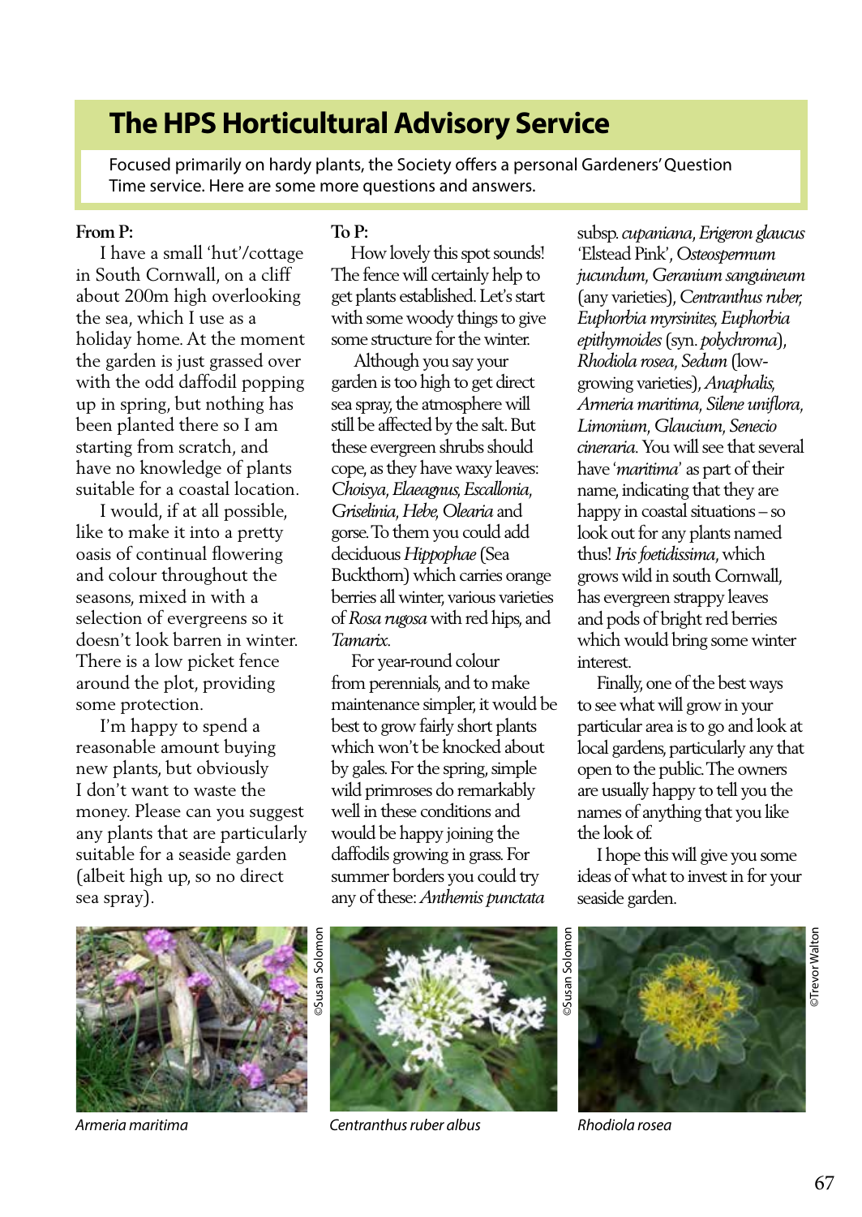# The HPS Horticultural Advisory Service

Focused primarily on hardy plants, the Society offers a personal Gardeners' Question Time service. Here are some more questions and answers.

**From P:**

I have a small 'hut'/cottage in South Cornwall, on a cliff about 200m high overlooking the sea, which I use as a holiday home. At the moment the garden is just grassed over with the odd daffodil popping up in spring, but nothing has been planted there so I am starting from scratch, and have no knowledge of plants suitable for a coastal location.

I would, if at all possible, like to make it into a pretty oasis of continual flowering and colour throughout the seasons, mixed in with a selection of evergreens so it doesn't look barren in winter. There is a low picket fence around the plot, providing some protection.

I'm happy to spend a reasonable amount buying new plants, but obviously I don't want to waste the money. Please can you suggest any plants that are particularly suitable for a seaside garden (albeit high up, so no direct sea spray).

**To P:**

How lovely this spot sounds! The fence will certainly help to get plants established. Let's start with some woody things to give some structure for the winter.

Although you say your garden is too high to get direct sea spray, the atmosphere will still be affected by the salt. But these evergreen shrubs should cope, as they have waxy leaves: *Choisya*, *Elaeagnus*, *Escallonia*, *Griselinia*, *Hebe*, *Olearia* and gorse. To them you could add deciduous *Hippophae* (Sea Buckthorn) which carries orange berries all winter, various varieties of *Rosa rugosa* with red hips, and *Tamarix*.

For year-round colour from perennials, and to make maintenance simpler, it would be best to grow fairly short plants which won't be knocked about by gales. For the spring, simple wild primroses do remarkably well in these conditions and would be happy joining the daffodils growing in grass. For summer borders you could try any of these: *Anthemis punctata* subsp. *cupaniana*, *Erigeron glaucus* 'Elstead Pink', *Osteospermum jucundum*, *Geranium sanguineum* (any varieties), *Centranthus ruber*, *Euphorbia myrsinites*, *Euphorbia epithymoides* (syn. *polychroma*), *Rhodiola rosea*, *Sedum* (low-growing varieties), *Anaphalis*, *Armeria maritima*, *Silene uniflora*, *Limonium*, *Glaucium*, *Senecio cineraria*. You will see that several have '*maritima*' as part of their name, indicating that they are happy in coastal situations – so look out for any plants named thus! *Iris foetidissima*, which grows wild in south Cornwall, has evergreen strappy leaves and pods of bright red berries which would bring some winter interest.

Finally, one of the best ways to see what will grow in your particular area is to go and look at local gardens, particularly any that open to the public. The owners are usually happy to tell you the names of anything that you like the look of.

I hope this will give you some ideas of what to invest in for your seaside garden.

©Susan Solomon

*Armeria maritima*

©Susan Solomon

*Centranthus ruber albus*

©Trevor Walton

*Rhodiola rosea*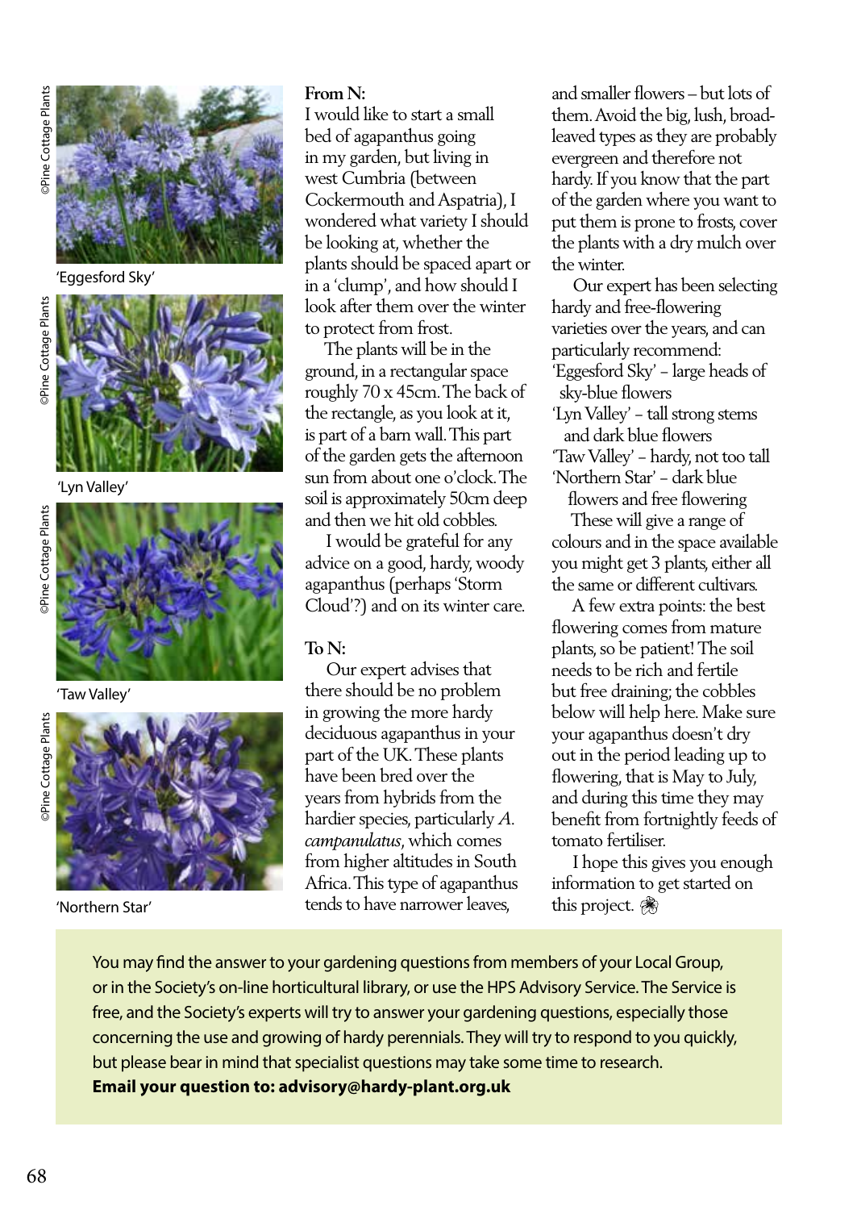'Eggesford Sky'

'Lyn Valley'

'Taw Valley'

'Northern Star'

**From N:**

I would like to start a small bed of agapanthus going in my garden, but living in west Cumbria (between Cockermouth and Aspatria), I wondered what variety I should be looking at, whether the plants should be spaced apart or in a 'clump', and how should I look after them over the winter to protect from frost.

The plants will be in the ground, in a rectangular space roughly 70 x 45cm. The back of the rectangle, as you look at it, is part of a barn wall. This part of the garden gets the afternoon sun from about one o'clock. The soil is approximately 50cm deep and then we hit old cobbles.

I would be grateful for any advice on a good, hardy, woody agapanthus (perhaps 'Storm Cloud'?) and on its winter care.

**To N:**

Our expert advises that there should be no problem in growing the more hardy deciduous agapanthus in your part of the UK. These plants have been bred over the years from hybrids from the hardier species, particularly *A. campanulatus*, which comes from higher altitudes in South Africa. This type of agapanthus tends to have narrower leaves, and smaller flowers – but lots of them. Avoid the big, lush, broad-leaved types as they are probably evergreen and therefore not hardy. If you know that the part of the garden where you want to put them is prone to frosts, cover the plants with a dry mulch over the winter.

Our expert has been selecting hardy and free-flowering varieties over the years, and can particularly recommend:

'Eggesford Sky' – large heads of sky-blue flowers
'Lyn Valley' – tall strong stems and dark blue flowers
'Taw Valley' – hardy, not too tall
'Northern Star' – dark blue flowers and free flowering

These will give a range of colours and in the space available you might get 3 plants, either all the same or different cultivars.

A few extra points: the best flowering comes from mature plants, so be patient! The soil needs to be rich and fertile but free draining; the cobbles below will help here. Make sure your agapanthus doesn't dry out in the period leading up to flowering, that is May to July, and during this time they may benefit from fortnightly feeds of tomato fertiliser.

I hope this gives you enough information to get started on this project.

You may find the answer to your gardening questions from members of your Local Group, or in the Society's on-line horticultural library, or use the HPS Advisory Service. The Service is free, and the Society's experts will try to answer your gardening questions, especially those concerning the use and growing of hardy perennials. They will try to respond to you quickly, but please bear in mind that specialist questions may take some time to research.
**Email your question to: advisory@hardy-plant.org.uk**